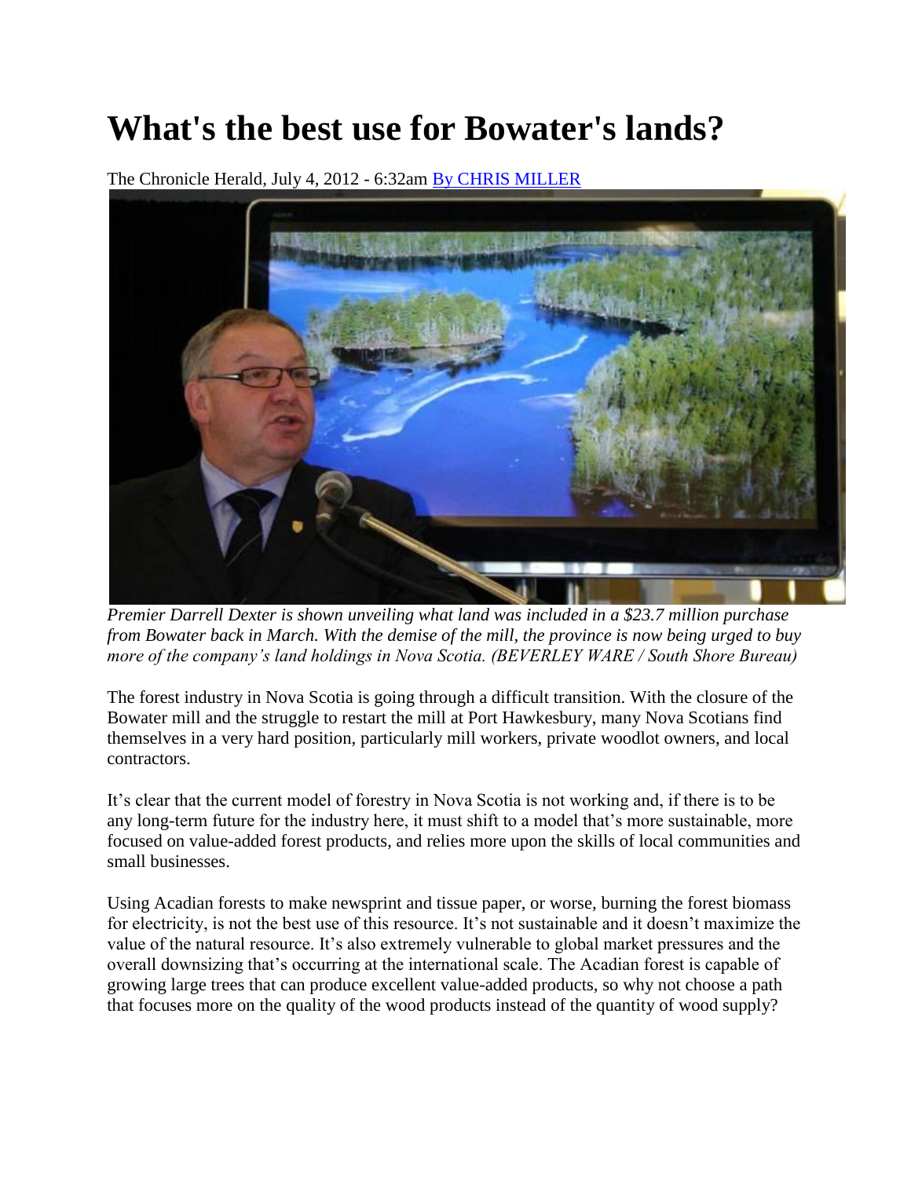# What's the best use for Bowater's lands?

The Chronicle Herald, July 4, 2012 - 6:32am By CHRIS MILLER

*Premier Darrell Dexter is shown unveiling what land was included in a $23.7 million purchase from Bowater back in March. With the demise of the mill, the province is now being urged to buy more of the company's land holdings in Nova Scotia. (BEVERLEY WARE / South Shore Bureau)*

The forest industry in Nova Scotia is going through a difficult transition. With the closure of the Bowater mill and the struggle to restart the mill at Port Hawkesbury, many Nova Scotians find themselves in a very hard position, particularly mill workers, private woodlot owners, and local contractors.

It's clear that the current model of forestry in Nova Scotia is not working and, if there is to be any long-term future for the industry here, it must shift to a model that's more sustainable, more focused on value-added forest products, and relies more upon the skills of local communities and small businesses.

Using Acadian forests to make newsprint and tissue paper, or worse, burning the forest biomass for electricity, is not the best use of this resource. It's not sustainable and it doesn't maximize the value of the natural resource. It's also extremely vulnerable to global market pressures and the overall downsizing that's occurring at the international scale. The Acadian forest is capable of growing large trees that can produce excellent value-added products, so why not choose a path that focuses more on the quality of the wood products instead of the quantity of wood supply?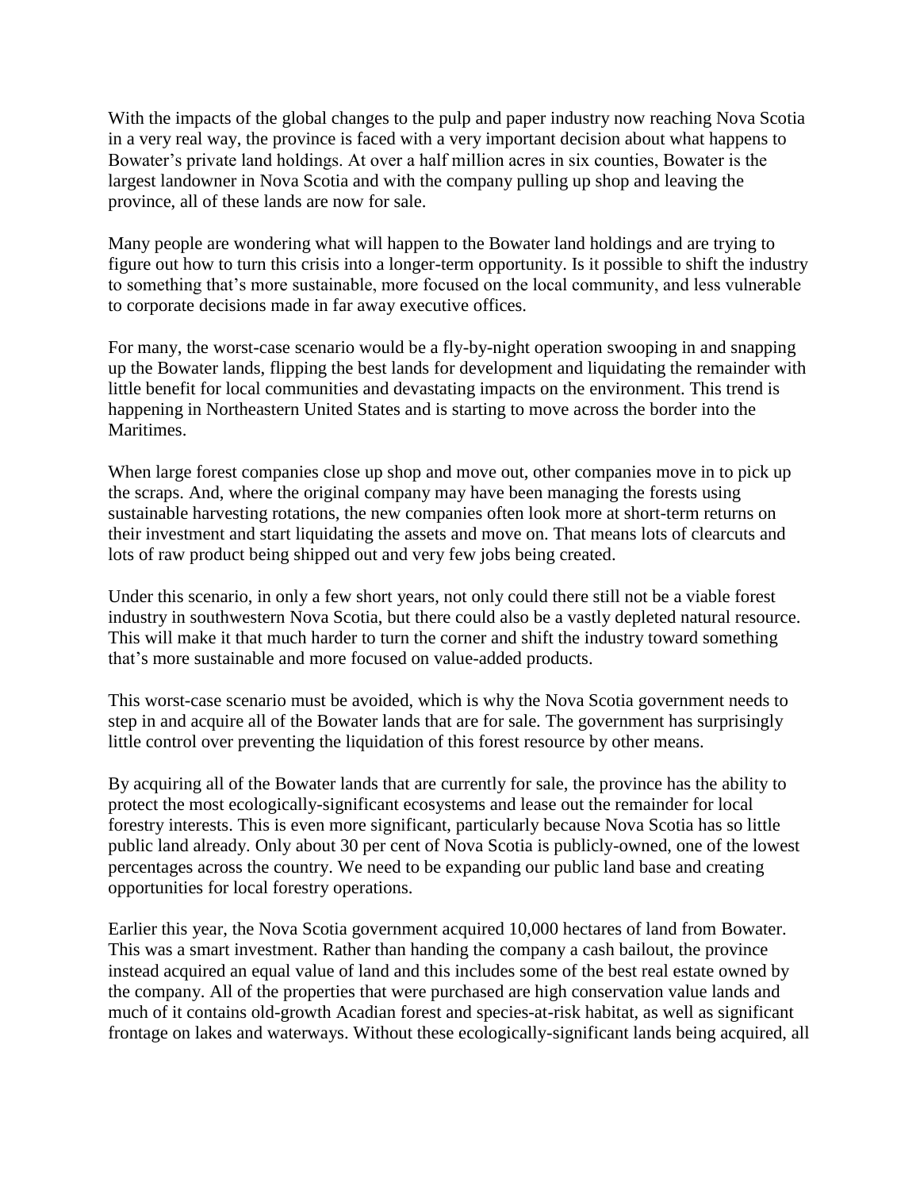With the impacts of the global changes to the pulp and paper industry now reaching Nova Scotia in a very real way, the province is faced with a very important decision about what happens to Bowater's private land holdings. At over a half million acres in six counties, Bowater is the largest landowner in Nova Scotia and with the company pulling up shop and leaving the province, all of these lands are now for sale.

Many people are wondering what will happen to the Bowater land holdings and are trying to figure out how to turn this crisis into a longer-term opportunity. Is it possible to shift the industry to something that's more sustainable, more focused on the local community, and less vulnerable to corporate decisions made in far away executive offices.

For many, the worst-case scenario would be a fly-by-night operation swooping in and snapping up the Bowater lands, flipping the best lands for development and liquidating the remainder with little benefit for local communities and devastating impacts on the environment. This trend is happening in Northeastern United States and is starting to move across the border into the Maritimes.

When large forest companies close up shop and move out, other companies move in to pick up the scraps. And, where the original company may have been managing the forests using sustainable harvesting rotations, the new companies often look more at short-term returns on their investment and start liquidating the assets and move on. That means lots of clearcuts and lots of raw product being shipped out and very few jobs being created.

Under this scenario, in only a few short years, not only could there still not be a viable forest industry in southwestern Nova Scotia, but there could also be a vastly depleted natural resource. This will make it that much harder to turn the corner and shift the industry toward something that's more sustainable and more focused on value-added products.

This worst-case scenario must be avoided, which is why the Nova Scotia government needs to step in and acquire all of the Bowater lands that are for sale. The government has surprisingly little control over preventing the liquidation of this forest resource by other means.

By acquiring all of the Bowater lands that are currently for sale, the province has the ability to protect the most ecologically-significant ecosystems and lease out the remainder for local forestry interests. This is even more significant, particularly because Nova Scotia has so little public land already. Only about 30 per cent of Nova Scotia is publicly-owned, one of the lowest percentages across the country. We need to be expanding our public land base and creating opportunities for local forestry operations.

Earlier this year, the Nova Scotia government acquired 10,000 hectares of land from Bowater. This was a smart investment. Rather than handing the company a cash bailout, the province instead acquired an equal value of land and this includes some of the best real estate owned by the company. All of the properties that were purchased are high conservation value lands and much of it contains old-growth Acadian forest and species-at-risk habitat, as well as significant frontage on lakes and waterways. Without these ecologically-significant lands being acquired, all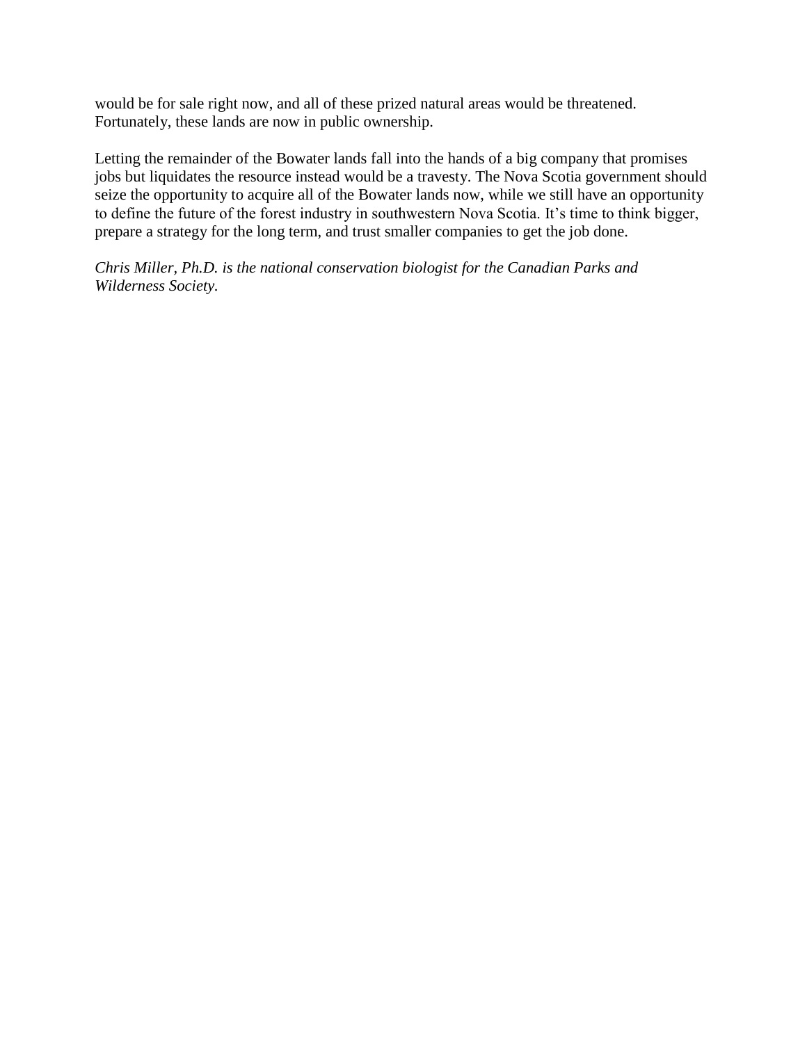would be for sale right now, and all of these prized natural areas would be threatened. Fortunately, these lands are now in public ownership.

Letting the remainder of the Bowater lands fall into the hands of a big company that promises jobs but liquidates the resource instead would be a travesty. The Nova Scotia government should seize the opportunity to acquire all of the Bowater lands now, while we still have an opportunity to define the future of the forest industry in southwestern Nova Scotia. It's time to think bigger, prepare a strategy for the long term, and trust smaller companies to get the job done.

*Chris Miller, Ph.D. is the national conservation biologist for the Canadian Parks and Wilderness Society.*